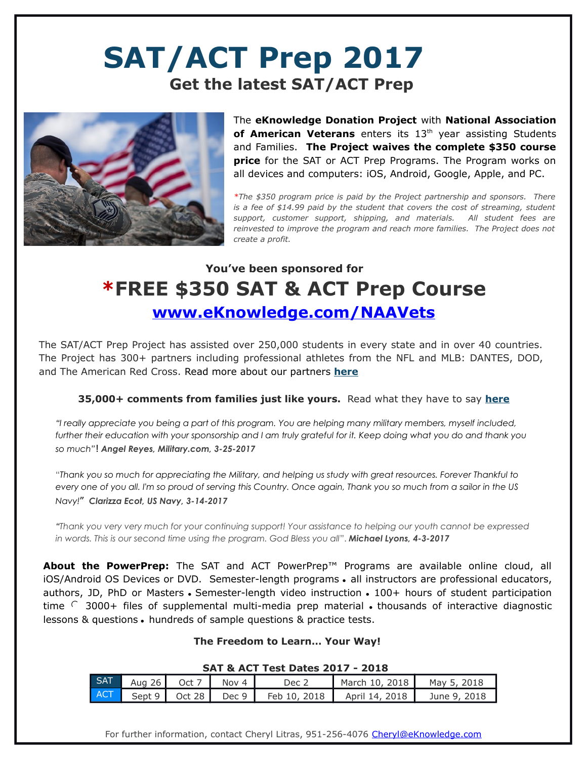# SAT/ACT Prep 2017

## Get the latest SAT/ACT Prep

The **eKnowledge Donation Project** with **National Association of American Veterans** enters its 13th year assisting Students and Families. **The Project waives the complete $350 course price** for the SAT or ACT Prep Programs. The Program works on all devices and computers: iOS, Android, Google, Apple, and PC.

*\*The $350 program price is paid by the Project partnership and sponsors. There is a fee of $14.99 paid by the student that covers the cost of streaming, student support, customer support, shipping, and materials. All student fees are reinvested to improve the program and reach more families. The Project does not create a profit.*

### You've been sponsored for

## *FREE $350 SAT & ACT Prep Course

## www.eKnowledge.com/NAAVets

The SAT/ACT Prep Project has assisted over 250,000 students in every state and in over 40 countries. The Project has 300+ partners including professional athletes from the NFL and MLB: DANTES, DOD, and The American Red Cross. Read more about our partners **here**

**35,000+ comments from families just like yours.** Read what they have to say **here**

*"I really appreciate you being a part of this program. You are helping many military members, myself included, further their education with your sponsorship and I am truly grateful for it. Keep doing what you do and thank you so much"*! ***Angel Reyes, Military.com, 3-25-2017***

*"Thank you so much for appreciating the Military, and helping us study with great resources. Forever Thankful to every one of you all. I'm so proud of serving this Country. Once again, Thank you so much from a sailor in the US Navy!"* ***Clarizza Ecot, US Navy, 3-14-2017***

*"Thank you very very much for your continuing support! Your assistance to helping our youth cannot be expressed in words. This is our second time using the program. God Bless you all".* ***Michael Lyons, 4-3-2017***

**About the PowerPrep:** The SAT and ACT PowerPrep™ Programs are available online cloud, all iOS/Android OS Devices or DVD. Semester-length programs • all instructors are professional educators, authors, JD, PhD or Masters • Semester-length video instruction • 100+ hours of student participation time • 3000+ files of supplemental multi-media prep material • thousands of interactive diagnostic lessons & questions • hundreds of sample questions & practice tests.

**The Freedom to Learn... Your Way!**

**SAT & ACT Test Dates 2017 - 2018**

| | | | | | | |
|---|---|---|---|---|---|---|
| SAT | Aug 26 | Oct 7 | Nov 4 | Dec 2 | March 10, 2018 | May 5, 2018 |
| ACT | Sept 9 | Oct 28 | Dec 9 | Feb 10, 2018 | April 14, 2018 | June 9, 2018 |

For further information, contact Cheryl Litras, 951-256-4076 Cheryl@eKnowledge.com